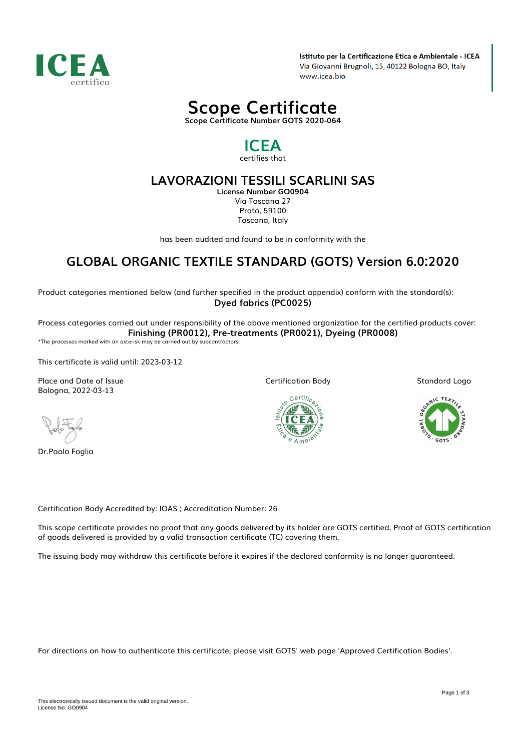**Istituto per la Certificazione Etica e Ambientale - ICEA**
Via Giovanni Brugnoli, 15, 40122 Bologna BO, Italy
www.icea.bio

# Scope Certificate

**Scope Certificate Number GOTS 2020-064**

## ICEA

certifies that

## LAVORAZIONI TESSILI SCARLINI SAS

**License Number GO0904**
Via Toscana 27
Prato, 59100
Toscana, Italy

has been audited and found to be in conformity with the

## GLOBAL ORGANIC TEXTILE STANDARD (GOTS) Version 6.0:2020

Product categories mentioned below (and further specified in the product appendix) conform with the standard(s):

**Dyed fabrics (PC0025)**

Process categories carried out under responsibility of the above mentioned organization for the certified products cover:

**Finishing (PR0012), Pre-treatments (PR0021), Dyeing (PR0008)**

*The processes marked with an asterisk may be carried out by subcontractors.

This certificate is valid until: 2023-03-12

Place and Date of Issue
Bologna, 2022-03-13

Certification Body

Standard Logo

Dr.Paolo Foglia

Certification Body Accredited by: IOAS ; Accreditation Number: 26

This scope certificate provides no proof that any goods delivered by its holder are GOTS certified. Proof of GOTS certification of goods delivered is provided by a valid transaction certificate (TC) covering them.

The issuing body may withdraw this certificate before it expires if the declared conformity is no longer guaranteed.

For directions on how to authenticate this certificate, please visit GOTS' web page 'Approved Certification Bodies'.

This electronically issued document is the valid original version.
License No. GO0904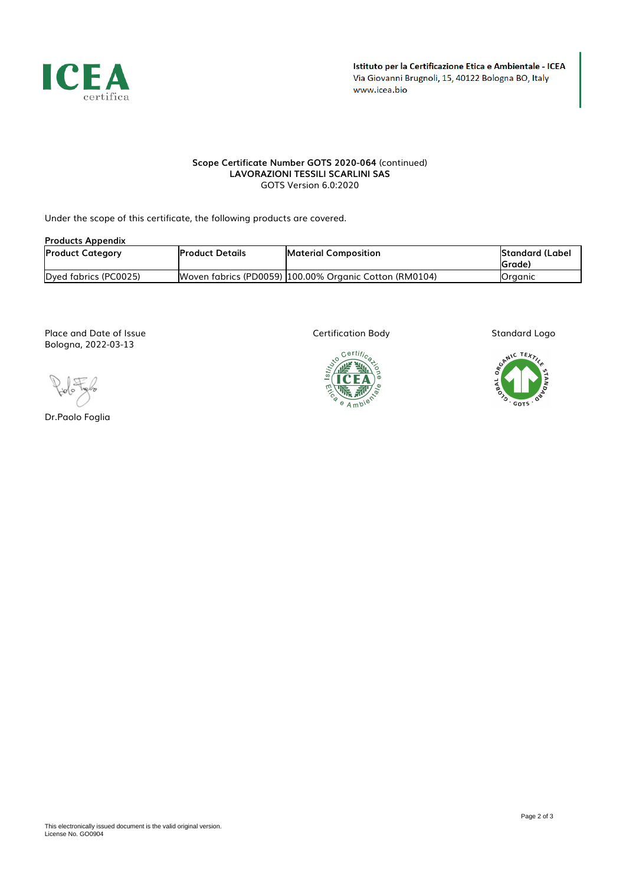Istituto per la Certificazione Etica e Ambientale - ICEA
Via Giovanni Brugnoli, 15, 40122 Bologna BO, Italy
www.icea.bio

**Scope Certificate Number GOTS 2020-064** (continued)
**LAVORAZIONI TESSILI SCARLINI SAS**
GOTS Version 6.0:2020

Under the scope of this certificate, the following products are covered.

**Products Appendix**

| Product Category | Product Details | Material Composition | Standard (Label Grade) |
|---|---|---|---|
| Dyed fabrics (PC0025) | Woven fabrics (PD0059) | 100.00% Organic Cotton (RM0104) | Organic |

Place and Date of Issue
Bologna, 2022-03-13

Dr.Paolo Foglia

Certification Body

Standard Logo

This electronically issued document is the valid original version.
License No. GO0904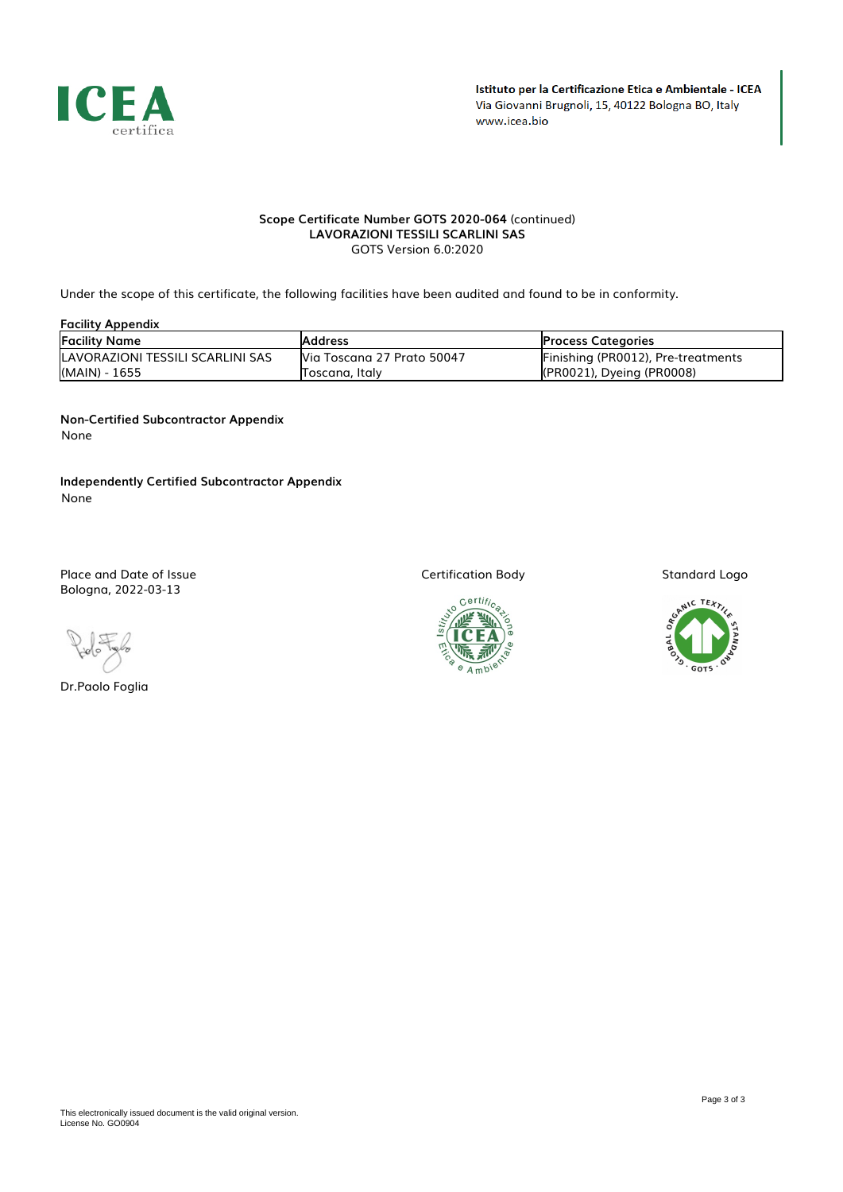**Istituto per la Certificazione Etica e Ambientale - ICEA**
Via Giovanni Brugnoli, 15, 40122 Bologna BO, Italy
www.icea.bio

**Scope Certificate Number GOTS 2020-064** (continued)
**LAVORAZIONI TESSILI SCARLINI SAS**
GOTS Version 6.0:2020

Under the scope of this certificate, the following facilities have been audited and found to be in conformity.

**Facility Appendix**

| Facility Name | Address | Process Categories |
| --- | --- | --- |
| LAVORAZIONI TESSILI SCARLINI SAS (MAIN) - 1655 | Via Toscana 27 Prato 50047 Toscana, Italy | Finishing (PR0012), Pre-treatments (PR0021), Dyeing (PR0008) |

**Non-Certified Subcontractor Appendix**
None

**Independently Certified Subcontractor Appendix**
None

Place and Date of Issue
Bologna, 2022-03-13

Dr.Paolo Foglia

Certification Body

Standard Logo

This electronically issued document is the valid original version.
License No. GO0904